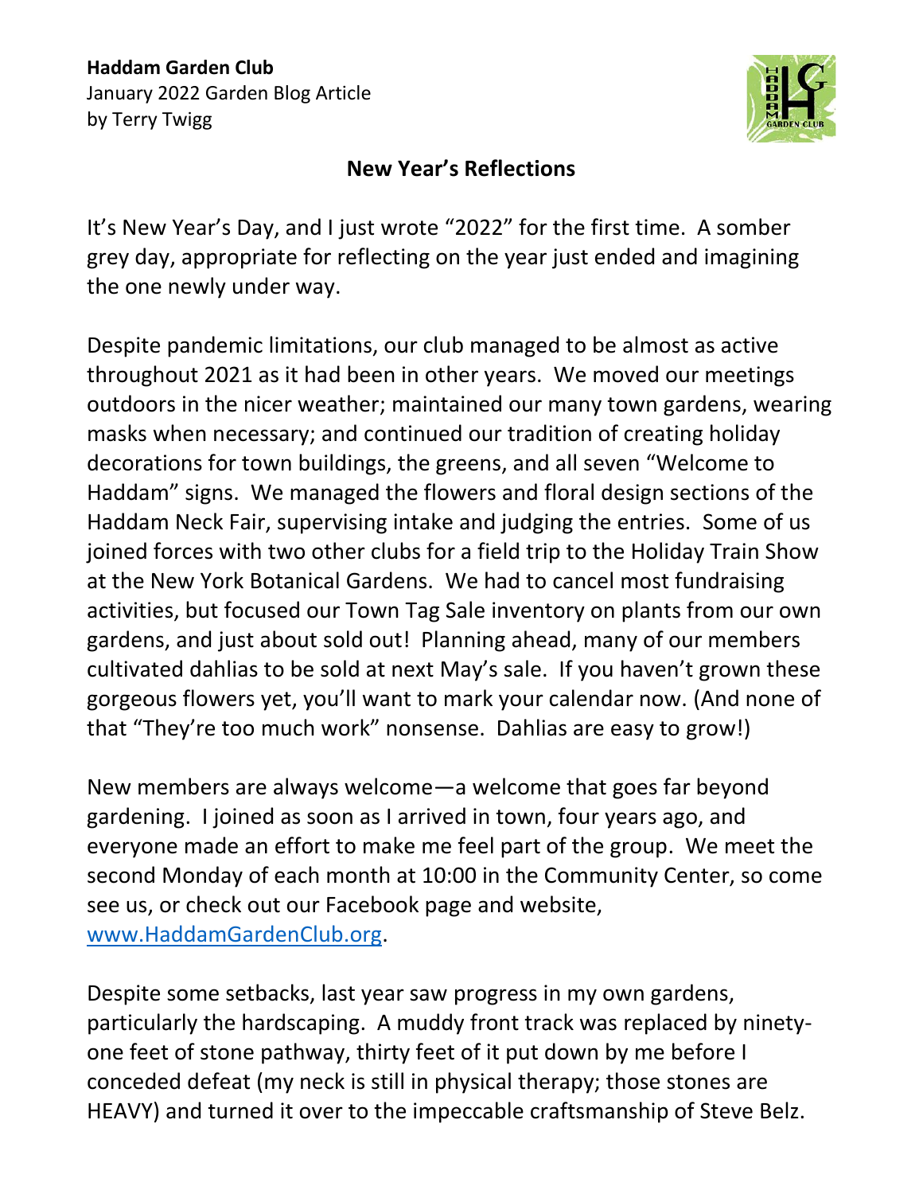**Haddam Garden Club**
January 2022 Garden Blog Article
by Terry Twigg

## New Year's Reflections

It's New Year's Day, and I just wrote "2022" for the first time. A somber grey day, appropriate for reflecting on the year just ended and imagining the one newly under way.

Despite pandemic limitations, our club managed to be almost as active throughout 2021 as it had been in other years. We moved our meetings outdoors in the nicer weather; maintained our many town gardens, wearing masks when necessary; and continued our tradition of creating holiday decorations for town buildings, the greens, and all seven "Welcome to Haddam" signs. We managed the flowers and floral design sections of the Haddam Neck Fair, supervising intake and judging the entries. Some of us joined forces with two other clubs for a field trip to the Holiday Train Show at the New York Botanical Gardens. We had to cancel most fundraising activities, but focused our Town Tag Sale inventory on plants from our own gardens, and just about sold out! Planning ahead, many of our members cultivated dahlias to be sold at next May's sale. If you haven't grown these gorgeous flowers yet, you'll want to mark your calendar now. (And none of that "They're too much work" nonsense. Dahlias are easy to grow!)

New members are always welcome—a welcome that goes far beyond gardening. I joined as soon as I arrived in town, four years ago, and everyone made an effort to make me feel part of the group. We meet the second Monday of each month at 10:00 in the Community Center, so come see us, or check out our Facebook page and website, [www.HaddamGardenClub.org](http://www.HaddamGardenClub.org).

Despite some setbacks, last year saw progress in my own gardens, particularly the hardscaping. A muddy front track was replaced by ninety-one feet of stone pathway, thirty feet of it put down by me before I conceded defeat (my neck is still in physical therapy; those stones are HEAVY) and turned it over to the impeccable craftsmanship of Steve Belz.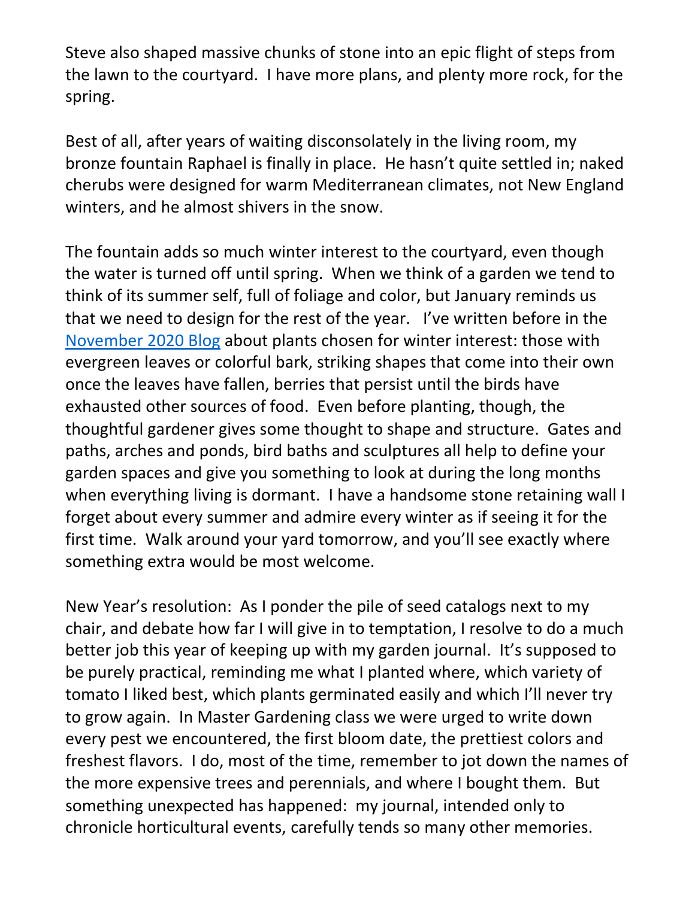Steve also shaped massive chunks of stone into an epic flight of steps from the lawn to the courtyard. I have more plans, and plenty more rock, for the spring.

Best of all, after years of waiting disconsolately in the living room, my bronze fountain Raphael is finally in place. He hasn't quite settled in; naked cherubs were designed for warm Mediterranean climates, not New England winters, and he almost shivers in the snow.

The fountain adds so much winter interest to the courtyard, even though the water is turned off until spring. When we think of a garden we tend to think of its summer self, full of foliage and color, but January reminds us that we need to design for the rest of the year. I've written before in the [November 2020 Blog] about plants chosen for winter interest: those with evergreen leaves or colorful bark, striking shapes that come into their own once the leaves have fallen, berries that persist until the birds have exhausted other sources of food. Even before planting, though, the thoughtful gardener gives some thought to shape and structure. Gates and paths, arches and ponds, bird baths and sculptures all help to define your garden spaces and give you something to look at during the long months when everything living is dormant. I have a handsome stone retaining wall I forget about every summer and admire every winter as if seeing it for the first time. Walk around your yard tomorrow, and you'll see exactly where something extra would be most welcome.

New Year's resolution: As I ponder the pile of seed catalogs next to my chair, and debate how far I will give in to temptation, I resolve to do a much better job this year of keeping up with my garden journal. It's supposed to be purely practical, reminding me what I planted where, which variety of tomato I liked best, which plants germinated easily and which I'll never try to grow again. In Master Gardening class we were urged to write down every pest we encountered, the first bloom date, the prettiest colors and freshest flavors. I do, most of the time, remember to jot down the names of the more expensive trees and perennials, and where I bought them. But something unexpected has happened: my journal, intended only to chronicle horticultural events, carefully tends so many other memories.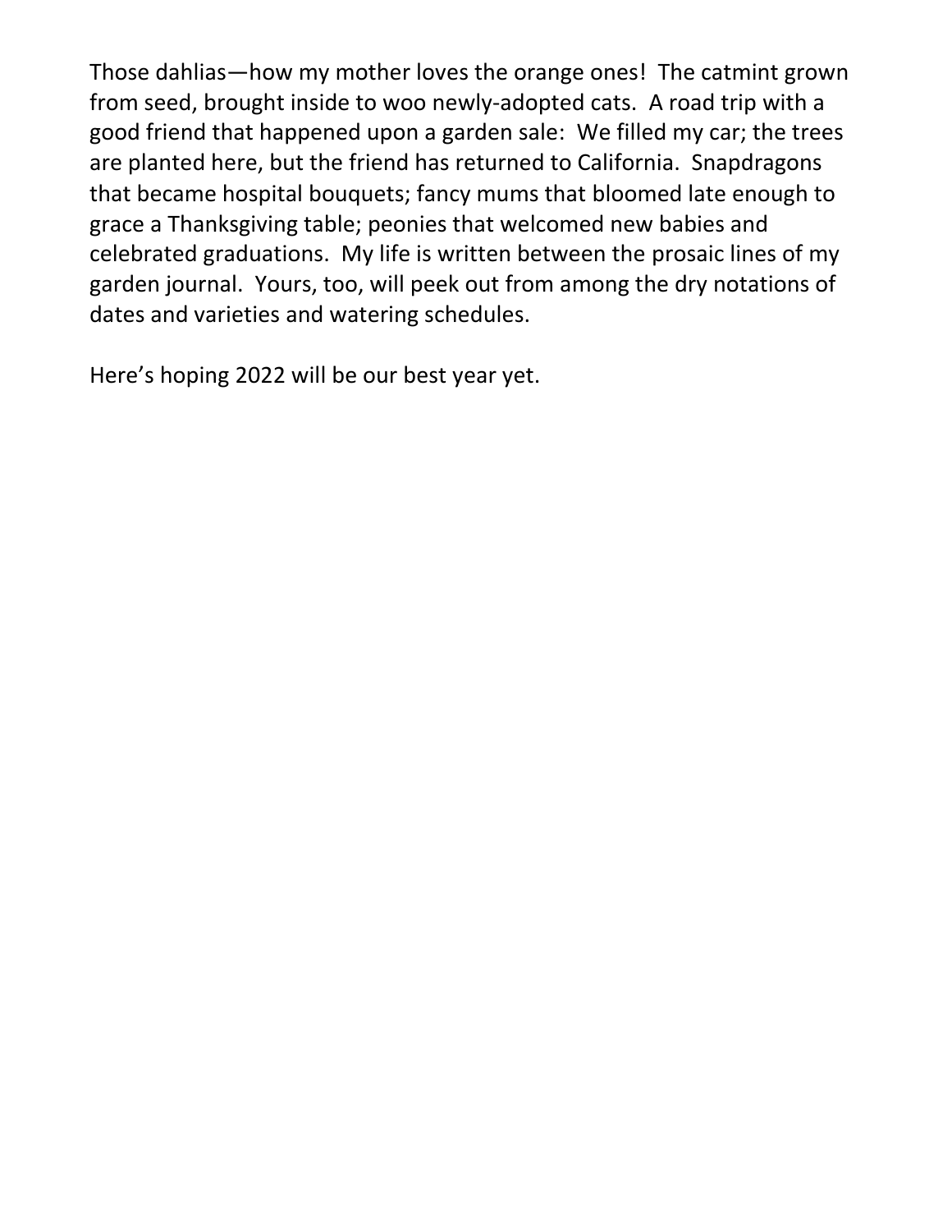Those dahlias—how my mother loves the orange ones! The catmint grown from seed, brought inside to woo newly-adopted cats. A road trip with a good friend that happened upon a garden sale: We filled my car; the trees are planted here, but the friend has returned to California. Snapdragons that became hospital bouquets; fancy mums that bloomed late enough to grace a Thanksgiving table; peonies that welcomed new babies and celebrated graduations. My life is written between the prosaic lines of my garden journal. Yours, too, will peek out from among the dry notations of dates and varieties and watering schedules.

Here's hoping 2022 will be our best year yet.